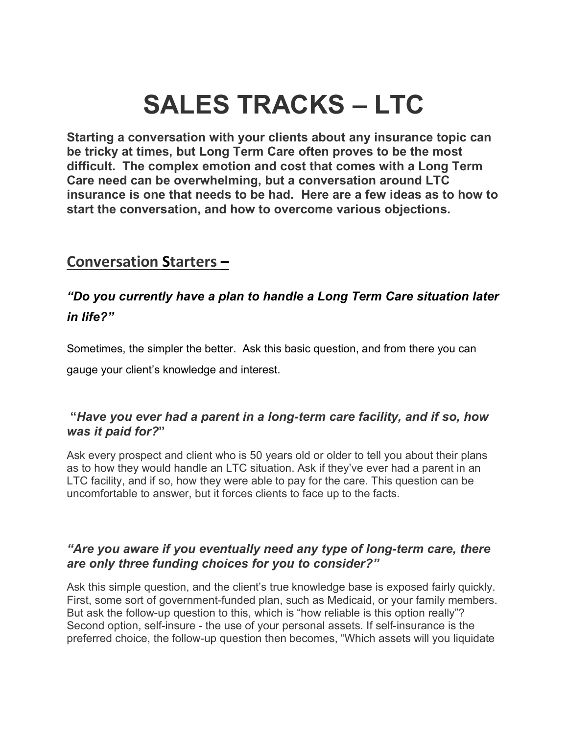# SALES TRACKS – LTC

**Starting a conversation with your clients about any insurance topic can be tricky at times, but Long Term Care often proves to be the most difficult. The complex emotion and cost that comes with a Long Term Care need can be overwhelming, but a conversation around LTC insurance is one that needs to be had. Here are a few ideas as to how to start the conversation, and how to overcome various objections.**

## Conversation Starters –

### *"Do you currently have a plan to handle a Long Term Care situation later in life?"*

Sometimes, the simpler the better. Ask this basic question, and from there you can gauge your client's knowledge and interest.

### "*Have you ever had a parent in a long-term care facility, and if so, how was it paid for?*"

Ask every prospect and client who is 50 years old or older to tell you about their plans as to how they would handle an LTC situation. Ask if they've ever had a parent in an LTC facility, and if so, how they were able to pay for the care. This question can be uncomfortable to answer, but it forces clients to face up to the facts.

### *"Are you aware if you eventually need any type of long-term care, there are only three funding choices for you to consider?"*

Ask this simple question, and the client's true knowledge base is exposed fairly quickly. First, some sort of government-funded plan, such as Medicaid, or your family members. But ask the follow-up question to this, which is "how reliable is this option really"? Second option, self-insure - the use of your personal assets. If self-insurance is the preferred choice, the follow-up question then becomes, "Which assets will you liquidate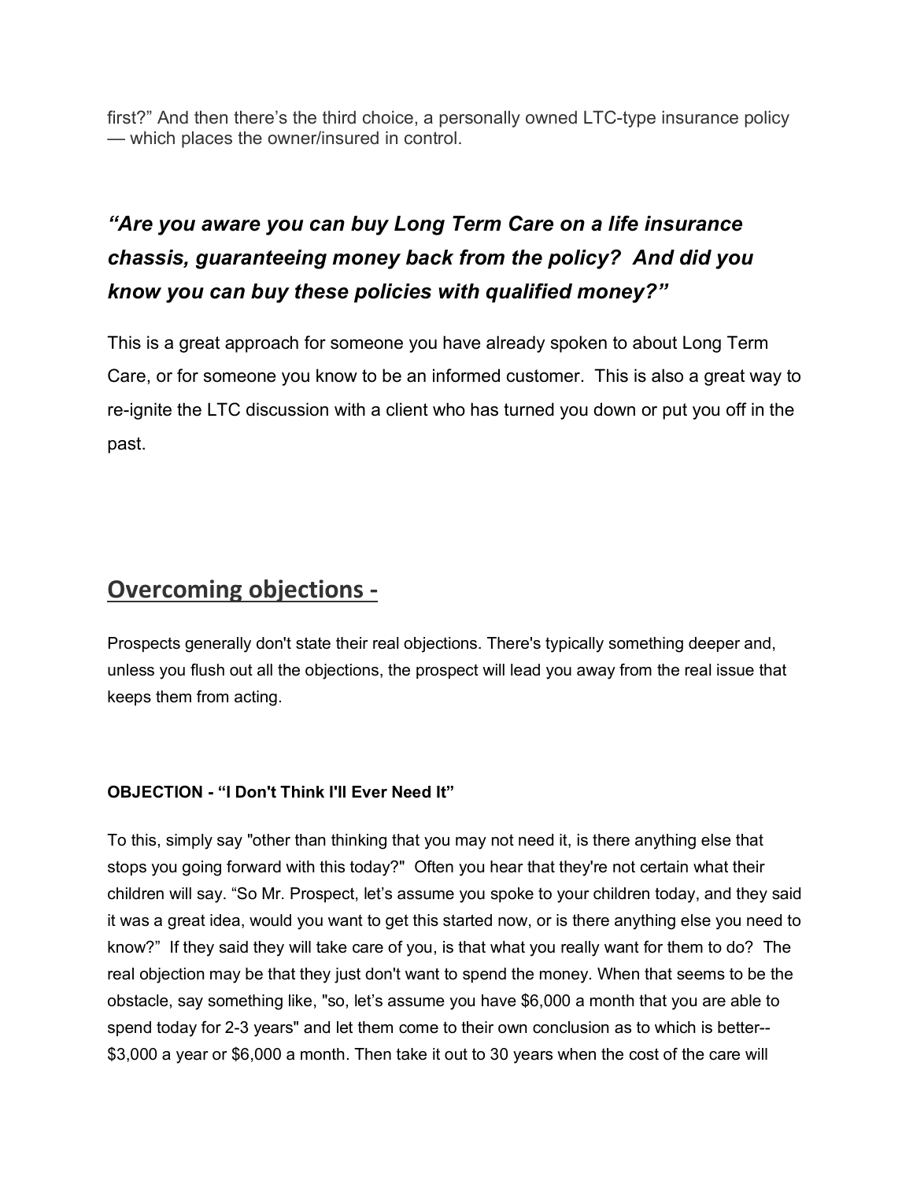first?" And then there's the third choice, a personally owned LTC-type insurance policy — which places the owner/insured in control.

### *"Are you aware you can buy Long Term Care on a life insurance chassis, guaranteeing money back from the policy? And did you know you can buy these policies with qualified money?"*

This is a great approach for someone you have already spoken to about Long Term Care, or for someone you know to be an informed customer. This is also a great way to re-ignite the LTC discussion with a client who has turned you down or put you off in the past.

## Overcoming objections -

Prospects generally don't state their real objections. There's typically something deeper and, unless you flush out all the objections, the prospect will lead you away from the real issue that keeps them from acting.

**OBJECTION - "I Don't Think I'll Ever Need It"**

To this, simply say "other than thinking that you may not need it, is there anything else that stops you going forward with this today?" Often you hear that they're not certain what their children will say. "So Mr. Prospect, let's assume you spoke to your children today, and they said it was a great idea, would you want to get this started now, or is there anything else you need to know?" If they said they will take care of you, is that what you really want for them to do? The real objection may be that they just don't want to spend the money. When that seems to be the obstacle, say something like, "so, let's assume you have $6,000 a month that you are able to spend today for 2-3 years" and let them come to their own conclusion as to which is better-- $3,000 a year or $6,000 a month. Then take it out to 30 years when the cost of the care will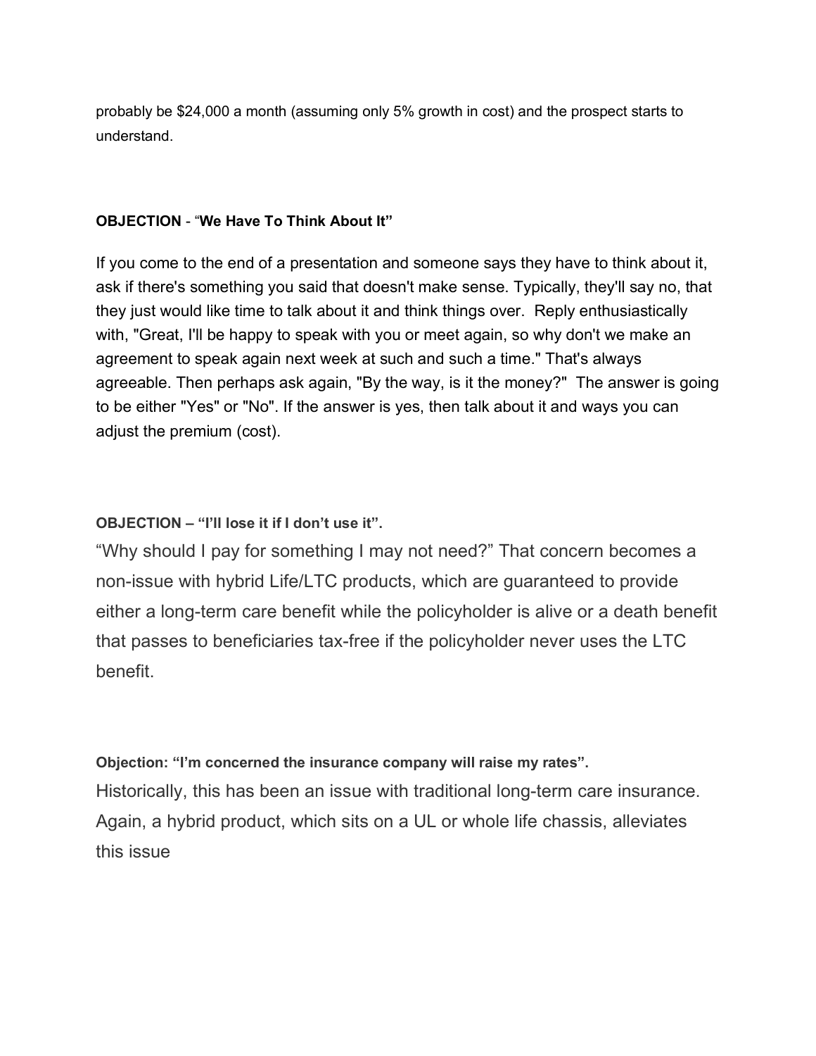probably be $24,000 a month (assuming only 5% growth in cost) and the prospect starts to understand.

**OBJECTION** - “**We Have To Think About It”**

If you come to the end of a presentation and someone says they have to think about it, ask if there's something you said that doesn't make sense. Typically, they'll say no, that they just would like time to talk about it and think things over. Reply enthusiastically with, "Great, I'll be happy to speak with you or meet again, so why don't we make an agreement to speak again next week at such and such a time." That's always agreeable. Then perhaps ask again, "By the way, is it the money?" The answer is going to be either "Yes" or "No". If the answer is yes, then talk about it and ways you can adjust the premium (cost).

**OBJECTION – “I’ll lose it if I don’t use it”.**

“Why should I pay for something I may not need?” That concern becomes a non-issue with hybrid Life/LTC products, which are guaranteed to provide either a long-term care benefit while the policyholder is alive or a death benefit that passes to beneficiaries tax-free if the policyholder never uses the LTC benefit.

**Objection: “I’m concerned the insurance company will raise my rates”.**

Historically, this has been an issue with traditional long-term care insurance. Again, a hybrid product, which sits on a UL or whole life chassis, alleviates this issue